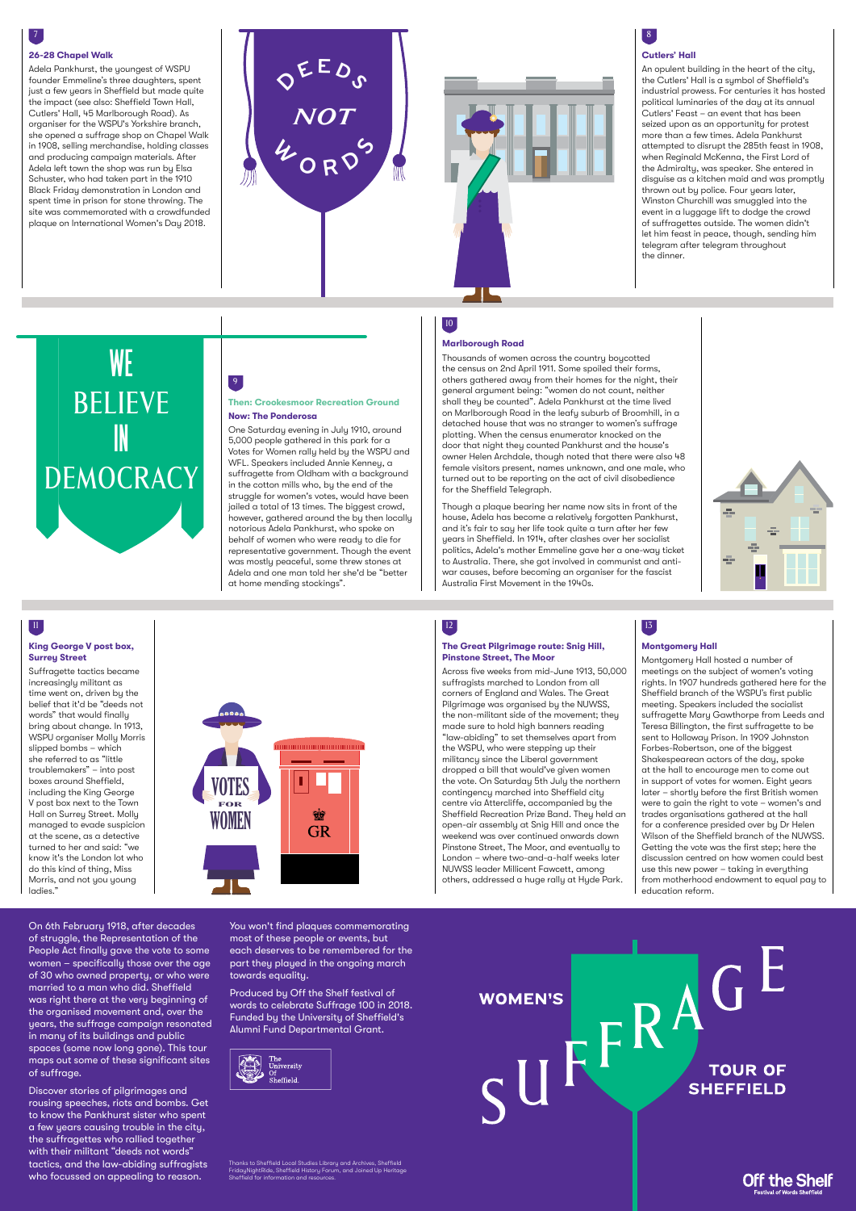## 7

### 26-28 Chapel Walk

Adela Pankhurst, the youngest of WSPU founder Emmeline's three daughters, spent just a few years in Sheffield but made quite the impact (see also: Sheffield Town Hall, Cutlers' Hall, 45 Marlborough Road). As organiser for the WSPU's Yorkshire branch, she opened a suffrage shop on Chapel Walk in 1908, selling merchandise, holding classes and producing campaign materials. After Adela left town the shop was run by Elsa Schuster, who had taken part in the 1910 Black Friday demonstration in London and spent time in prison for stone throwing. The site was commemorated with a crowdfunded plaque on International Women's Day 2018.

DEEDS NOT WORDS

## 8

### Cutlers' Hall

An opulent building in the heart of the city, the Cutlers' Hall is a symbol of Sheffield's industrial prowess. For centuries it has hosted political luminaries of the day at its annual Cutlers' Feast – an event that has been seized upon as an opportunity for protest more than a few times. Adela Pankhurst attempted to disrupt the 285th feast in 1908, when Reginald McKenna, the First Lord of the Admiralty, was speaker. She entered in disguise as a kitchen maid and was promptly thrown out by police. Four years later, Winston Churchill was smuggled into the event in a luggage lift to dodge the crowd of suffragettes outside. The women didn't let him feast in peace, though, sending him telegram after telegram throughout the dinner.

WE BELIEVE IN DEMOCRACY

## 9

### Then: Crookesmoor Recreation Ground
### Now: The Ponderosa

One Saturday evening in July 1910, around 5,000 people gathered in this park for a Votes for Women rally held by the WSPU and WFL. Speakers included Annie Kenney, a suffragette from Oldham with a background in the cotton mills who, by the end of the struggle for women's votes, would have been jailed a total of 13 times. The biggest crowd, however, gathered around the by then locally notorious Adela Pankhurst, who spoke on behalf of women who were ready to die for representative government. Though the event was mostly peaceful, some threw stones at Adela and one man told her she'd be "better at home mending stockings".

## 10

### Marlborough Road

Thousands of women across the country boycotted the census on 2nd April 1911. Some spoiled their forms, others gathered away from their homes for the night, their general argument being: "women do not count, neither shall they be counted". Adela Pankhurst at the time lived on Marlborough Road in the leafy suburb of Broomhill, in a detached house that was no stranger to women's suffrage plotting. When the census enumerator knocked on the door that night they counted Pankhurst and the house's owner Helen Archdale, though noted that there were also 48 female visitors present, names unknown, and one male, who turned out to be reporting on the act of civil disobedience for the Sheffield Telegraph.

Though a plaque bearing her name now sits in front of the house, Adela has become a relatively forgotten Pankhurst, and it's fair to say her life took quite a turn after her few years in Sheffield. In 1914, after clashes over her socialist politics, Adela's mother Emmeline gave her a one-way ticket to Australia. There, she got involved in communist and anti-war causes, before becoming an organiser for the fascist Australia First Movement in the 1940s.

## 11

### King George V post box, Surrey Street

Suffragette tactics became increasingly militant as time went on, driven by the belief that it'd be "deeds not words" that would finally bring about change. In 1913, WSPU organiser Molly Morris slipped bombs – which she referred to as "little troublemakers" – into post boxes around Sheffield, including the King George V post box next to the Town Hall on Surrey Street. Molly managed to evade suspicion at the scene, as a detective turned to her and said: "we know it's the London lot who do this kind of thing, Miss Morris, and not you young ladies."

VOTES FOR WOMEN

GR

## 12

### The Great Pilgrimage route: Snig Hill, Pinstone Street, The Moor

Across five weeks from mid-June 1913, 50,000 suffragists marched to London from all corners of England and Wales. The Great Pilgrimage was organised by the NUWSS, the non-militant side of the movement; they made sure to hold high banners reading "law-abiding" to set themselves apart from the WSPU, who were stepping up their militancy since the Liberal government dropped a bill that would've given women the vote. On Saturday 5th July the northern contingency marched into Sheffield city centre via Attercliffe, accompanied by the Sheffield Recreation Prize Band. They held an open-air assembly at Snig Hill and once the weekend was over continued onwards down Pinstone Street, The Moor, and eventually to London – where two-and-a-half weeks later NUWSS leader Millicent Fawcett, among others, addressed a huge rally at Hyde Park.

## 13

### Montgomery Hall

Montgomery Hall hosted a number of meetings on the subject of women's voting rights. In 1907 hundreds gathered here for the Sheffield branch of the WSPU's first public meeting. Speakers included the socialist suffragette Mary Gawthorpe from Leeds and Teresa Billington, the first suffragette to be sent to Holloway Prison. In 1909 Johnston Forbes-Robertson, one of the biggest Shakespearean actors of the day, spoke at the hall to encourage men to come out in support of votes for women. Eight years later – shortly before the first British women were to gain the right to vote – women's and trades organisations gathered at the hall for a conference presided over by Dr Helen Wilson of the Sheffield branch of the NUWSS. Getting the vote was the first step; here the discussion centred on how women could best use this new power – taking in everything from motherhood endowment to equal pay to education reform.

On 6th February 1918, after decades of struggle, the Representation of the People Act finally gave the vote to some women – specifically those over the age of 30 who owned property, or who were married to a man who did. Sheffield was right there at the very beginning of the organised movement and, over the years, the suffrage campaign resonated in many of its buildings and public spaces (some now long gone). This tour maps out some of these significant sites of suffrage.

Discover stories of pilgrimages and rousing speeches, riots and bombs. Get to know the Pankhurst sister who spent a few years causing trouble in the city, the suffragettes who rallied together with their militant "deeds not words" tactics, and the law-abiding suffragists who focussed on appealing to reason.

You won't find plaques commemorating most of these people or events, but each deserves to be remembered for the part they played in the ongoing march towards equality.

Produced by Off the Shelf festival of words to celebrate Suffrage 100 in 2018. Funded by the University of Sheffield's Alumni Fund Departmental Grant.

The University Of Sheffield.

Thanks to Sheffield Local Studies Library and Archives, Sheffield FridayNightRide, Sheffield History Forum, and Joined Up Heritage Sheffield for information and resources.

# WOMEN'S SUFFRAGE TOUR OF SHEFFIELD

Off the Shelf
Festival of Words Sheffield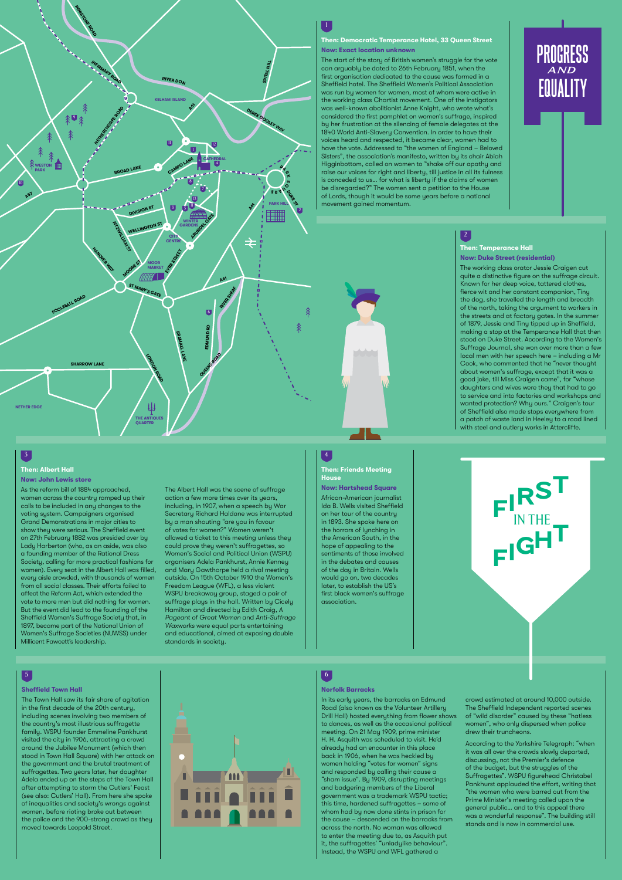# PROGRESS *AND* EQUALITY

## FIRST IN THE FIGHT

### 1

**Then: Democratic Temperance Hotel, 33 Queen Street**
**Now: Exact location unknown**

The start of the story of British women's struggle for the vote can arguably be dated to 26th February 1851, when the first organisation dedicated to the cause was formed in a Sheffield hotel. The Sheffield Women's Political Association was run by women for women, most of whom were active in the working class Chartist movement. One of the instigators was well-known abolitionist Anne Knight, who wrote what's considered the first pamphlet on women's suffrage, inspired by her frustration at the silencing of female delegates at the 1840 World Anti-Slavery Convention. In order to have their voices heard and respected, it became clear, women had to have the vote. Addressed to "the women of England – Beloved Sisters", the association's manifesto, written by its chair Abiah Higginbottom, called on women to "shake off our apathy and raise our voices for right and liberty, till justice in all its fulness is conceded to us... for what is liberty if the claims of women be disregarded?" The women sent a petition to the House of Lords, though it would be some years before a national movement gained momentum.

### 2

**Then: Temperance Hall**
**Now: Duke Street (residential)**

The working class orator Jessie Craigen cut quite a distinctive figure on the suffrage circuit. Known for her deep voice, tattered clothes, fierce wit and her constant companion, Tiny the dog, she travelled the length and breadth of the north, taking the argument to workers in the streets and at factory gates. In the summer of 1879, Jessie and Tiny tipped up in Sheffield, making a stop at the Temperance Hall that then stood on Duke Street. According to the Women's Suffrage Journal, she won over more than a few local men with her speech here – including a Mr Cook, who commented that he "never thought about women's suffrage, except that it was a good joke, till Miss Craigen came", for "whose daughters and wives were they that had to go to service and into factories and workshops and wanted protection? Why ours." Craigen's tour of Sheffield also made stops everywhere from a patch of waste land in Heeley to a road lined with steel and cutlery works in Attercliffe.

### 3

**Then: Albert Hall**
**Now: John Lewis store**

As the reform bill of 1884 approached, women across the country ramped up their calls to be included in any changes to the voting system. Suffrage campaigners organised Grand Demonstrations in major cities to show they were serious. The Sheffield event on 27th February 1882 was presided over by Lady Harberton (who, as an aside, was also a founding member of the Rational Dress Society, calling for more practical fashions for women). Every seat in the Albert Hall was filled, every aisle crowded, with thousands of women from all social classes. Their efforts failed to affect the Reform Act, which extended the vote to more men but did nothing for women. But the event did lead to the founding of the Sheffield Women's Suffrage Society that, in 1897, became part of the National Union of Women's Suffrage Societies (NUWSS) under Millicent Fawcett's leadership.

The Albert Hall was the scene of suffrage action a few more times over its years, including, in 1907, when a speech by War Secretary Richard Haldane was interrupted by a man shouting "are you in favour of votes for women?" Women weren't allowed a ticket to this meeting unless they could prove they weren't suffragettes, so Women's Social and Political Union (WSPU) organisers Adela Pankhurst, Annie Kenney and Mary Gawthorpe held a rival meeting outside. On 15th October 1910 the Women's Freedom League (WFL), a less violent WSPU breakaway group, staged a pair of suffrage plays in the hall. Written by Cicely Hamilton and directed by Edith Craig, *A Pageant of Great Women* and *Anti-Suffrage Waxworks* were equal parts entertaining and educational, aimed at exposing double standards in society.

### 4

**Then: Friends Meeting House**
**Now: Hartshead Square**

African-American journalist Ida B. Wells visited Sheffield on her tour of the country in 1893. She spoke here on the horrors of lynching in the American South, in the hope of appealing to the sentiments of those involved in the debates and causes of the day in Britain. Wells would go on, two decades later, to establish the US's first black women's suffrage association.

### 5

**Sheffield Town Hall**

The Town Hall saw its fair share of agitation in the first decade of the 20th century, including scenes involving two members of the country's most illustrious suffragette family. WSPU founder Emmeline Pankhurst visited the city in 1906, attracting a crowd around the Jubilee Monument (which then stood in Town Hall Square) with her attack on the government and the brutal treatment of suffragettes. Two years later, her daughter Adela ended up on the steps of the Town Hall after attempting to storm the Cutlers' Feast (see also: Cutlers' Hall). From here she spoke of inequalities and society's wrongs against women, before rioting broke out between the police and the 900-strong crowd as they moved towards Leopold Street.

### 6

**Norfolk Barracks**

In its early years, the barracks on Edmund Road (also known as the Volunteer Artillery Drill Hall) hosted everything from flower shows to dances, as well as the occasional political meeting. On 21 May 1909, prime minister H. H. Asquith was scheduled to visit. He'd already had an encounter in this place back in 1906, when he was heckled by women holding "votes for women" signs and responded by calling their cause a "sham issue". By 1909, disrupting meetings and badgering members of the Liberal government was a trademark WSPU tactic; this time, hardened suffragettes – some of whom had by now done stints in prison for the cause – descended on the barracks from across the north. No woman was allowed to enter the meeting due to, as Asquith put it, the suffragettes' "unladylike behaviour". Instead, the WSPU and WFL gathered a crowd estimated at around 10,000 outside. The Sheffield Independent reported scenes of "wild disorder" caused by these "hatless women", who only dispersed when police drew their truncheons.

According to the Yorkshire Telegraph: "when it was all over the crowds slowly departed, discussing, not the Premier's defence of the budget, but the struggles of the Suffragettes". WSPU figurehead Christabel Pankhurst applauded the effort, writing that "the women who were barred out from the Prime Minister's meeting called upon the general public... and to this appeal there was a wonderful response". The building still stands and is now in commercial use.